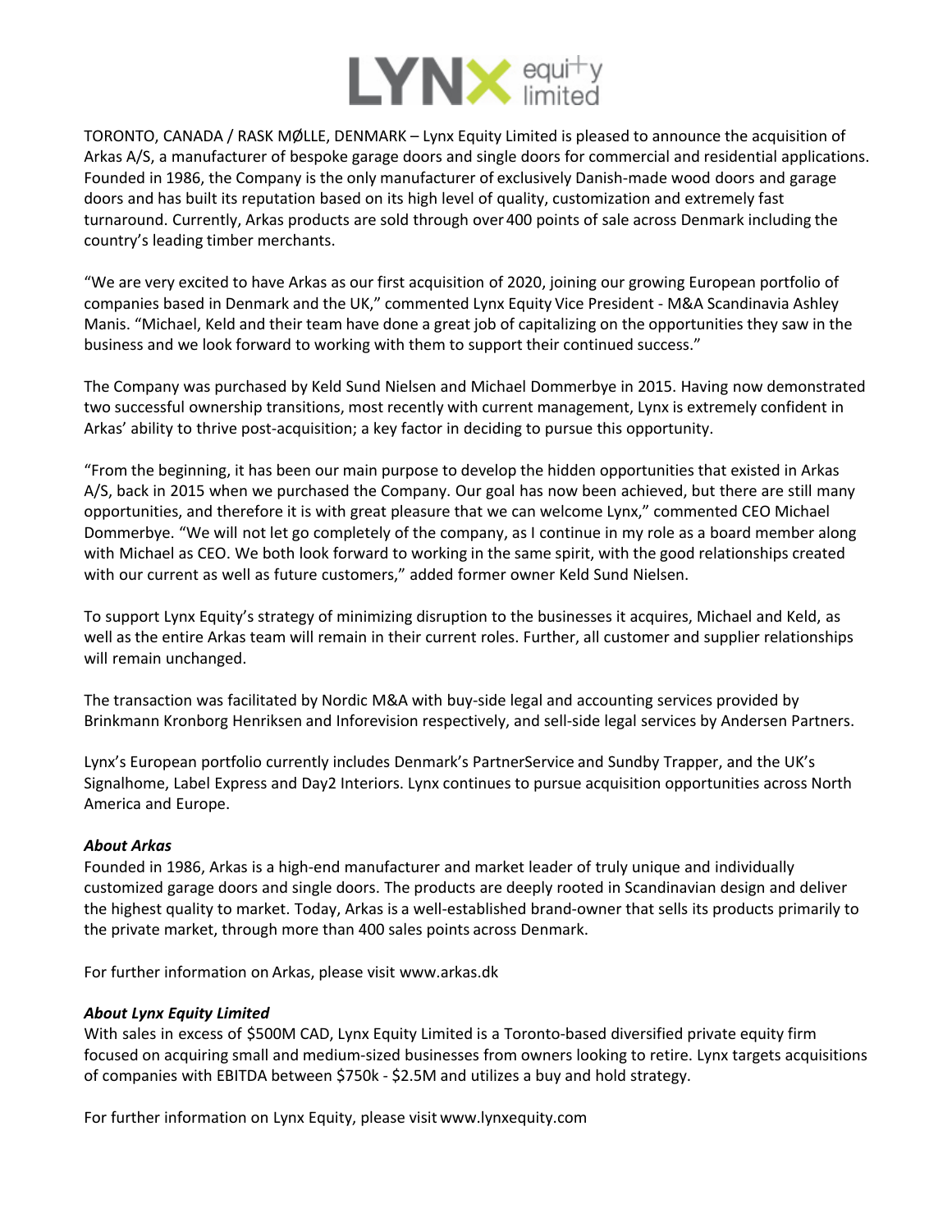TORONTO, CANADA / RASK MØLLE, DENMARK – Lynx Equity Limited is pleased to announce the acquisition of Arkas A/S, a manufacturer of bespoke garage doors and single doors for commercial and residential applications. Founded in 1986, the Company is the only manufacturer of exclusively Danish-made wood doors and garage doors and has built its reputation based on its high level of quality, customization and extremely fast turnaround. Currently, Arkas products are sold through over 400 points of sale across Denmark including the country's leading timber merchants.

"We are very excited to have Arkas as our first acquisition of 2020, joining our growing European portfolio of companies based in Denmark and the UK," commented Lynx Equity Vice President - M&A Scandinavia Ashley Manis. "Michael, Keld and their team have done a great job of capitalizing on the opportunities they saw in the business and we look forward to working with them to support their continued success."

The Company was purchased by Keld Sund Nielsen and Michael Dommerbye in 2015. Having now demonstrated two successful ownership transitions, most recently with current management, Lynx is extremely confident in Arkas' ability to thrive post-acquisition; a key factor in deciding to pursue this opportunity.

"From the beginning, it has been our main purpose to develop the hidden opportunities that existed in Arkas A/S, back in 2015 when we purchased the Company. Our goal has now been achieved, but there are still many opportunities, and therefore it is with great pleasure that we can welcome Lynx," commented CEO Michael Dommerbye. "We will not let go completely of the company, as I continue in my role as a board member along with Michael as CEO. We both look forward to working in the same spirit, with the good relationships created with our current as well as future customers," added former owner Keld Sund Nielsen.

To support Lynx Equity's strategy of minimizing disruption to the businesses it acquires, Michael and Keld, as well as the entire Arkas team will remain in their current roles. Further, all customer and supplier relationships will remain unchanged.

The transaction was facilitated by Nordic M&A with buy-side legal and accounting services provided by Brinkmann Kronborg Henriksen and Inforevision respectively, and sell-side legal services by Andersen Partners.

Lynx's European portfolio currently includes Denmark's PartnerService and Sundby Trapper, and the UK's Signalhome, Label Express and Day2 Interiors. Lynx continues to pursue acquisition opportunities across North America and Europe.

***About Arkas***

Founded in 1986, Arkas is a high-end manufacturer and market leader of truly unique and individually customized garage doors and single doors. The products are deeply rooted in Scandinavian design and deliver the highest quality to market. Today, Arkas is a well-established brand-owner that sells its products primarily to the private market, through more than 400 sales points across Denmark.

For further information on Arkas, please visit www.arkas.dk

***About Lynx Equity Limited***

With sales in excess of $500M CAD, Lynx Equity Limited is a Toronto-based diversified private equity firm focused on acquiring small and medium-sized businesses from owners looking to retire. Lynx targets acquisitions of companies with EBITDA between $750k - $2.5M and utilizes a buy and hold strategy.

For further information on Lynx Equity, please visit www.lynxequity.com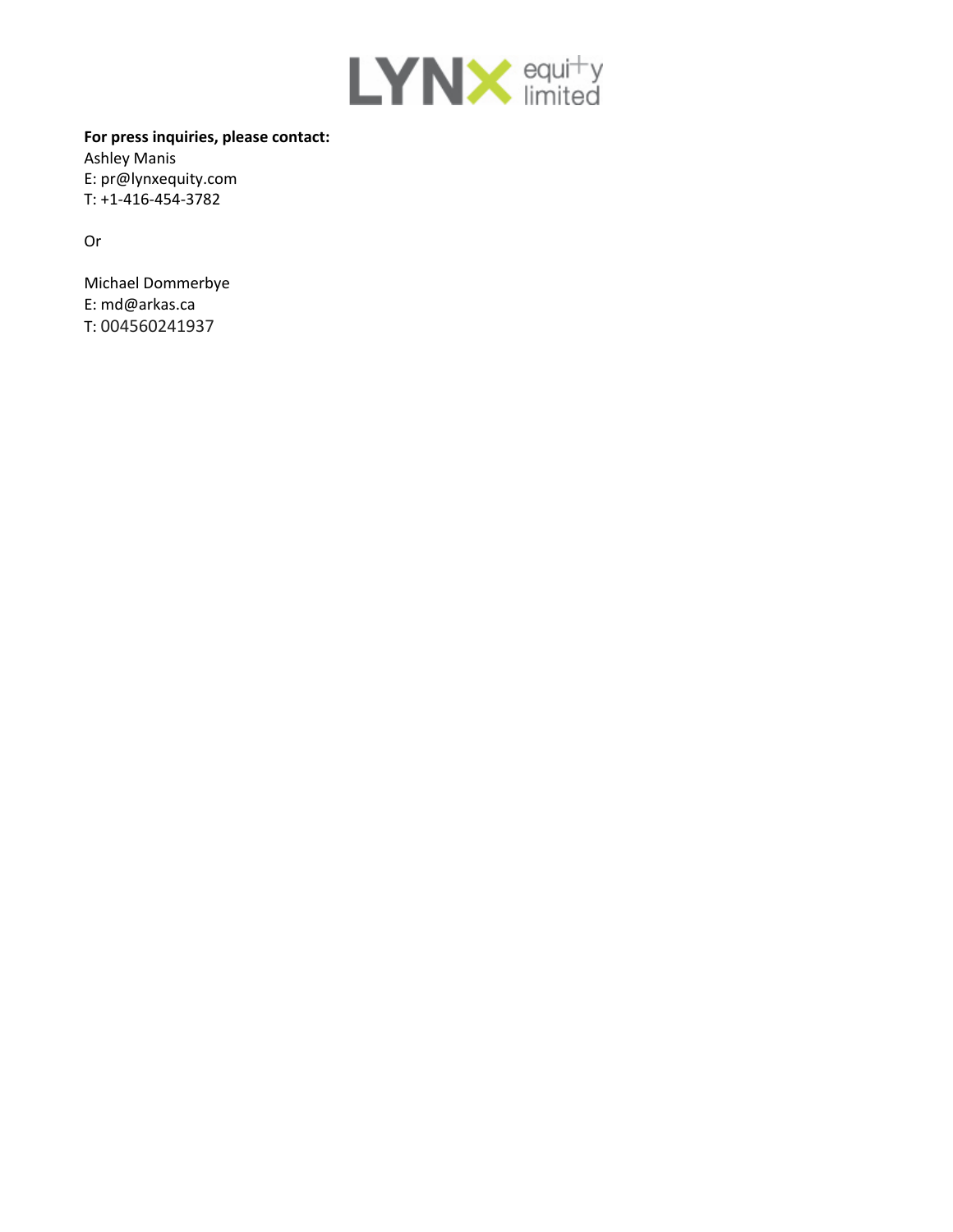**For press inquiries, please contact:**
Ashley Manis
E: pr@lynxequity.com
T: +1-416-454-3782

Or

Michael Dommerbye
E: md@arkas.ca
T: 004560241937